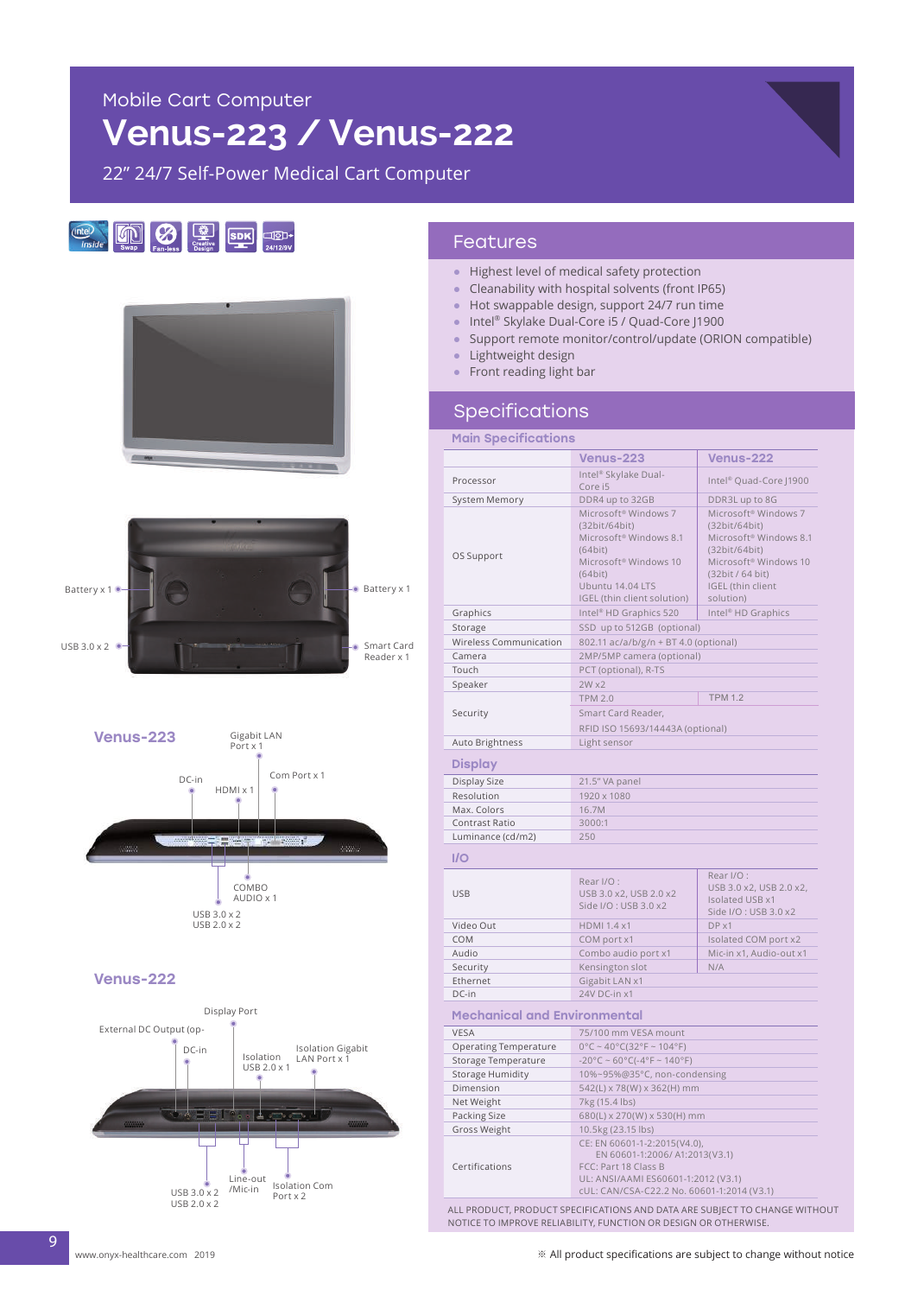Mobile Cart Computer

# Venus-223 / Venus-222

22" 24/7 Self-Power Medical Cart Computer

Battery x 1

Battery x 1

USB 3.0 x 2

Smart Card Reader x 1

## Venus-223

Gigabit LAN Port x 1

DC-in

HDMI x 1

Com Port x 1

COMBO AUDIO x 1

USB 3.0 x 2
USB 2.0 x 2

## Venus-222

Display Port

External DC Output (op-

DC-in

Isolation USB 2.0 x 1

Isolation Gigabit LAN Port x 1

USB 3.0 x 2
USB 2.0 x 2

Line-out /Mic-in

Isolation Com Port x 2

## Features

- Highest level of medical safety protection
- Cleanability with hospital solvents (front IP65)
- Hot swappable design, support 24/7 run time
- Intel® Skylake Dual-Core i5 / Quad-Core J1900
- Support remote monitor/control/update (ORION compatible)
- Lightweight design
- Front reading light bar

## Specifications

### Main Specifications

| | Venus-223 | Venus-222 |
|---|---|---|
| Processor | Intel® Skylake Dual-Core i5 | Intel® Quad-Core J1900 |
| System Memory | DDR4 up to 32GB | DDR3L up to 8G |
| OS Support | Microsoft® Windows 7 (32bit/64bit) Microsoft® Windows 8.1 (64bit) Microsoft® Windows 10 (64bit) Ubuntu 14.04 LTS IGEL (thin client solution) | Microsoft® Windows 7 (32bit/64bit) Microsoft® Windows 8.1 (32bit/64bit) Microsoft® Windows 10 (32bit / 64 bit) IGEL (thin client solution) |
| Graphics | Intel® HD Graphics 520 | Intel® HD Graphics |
| Storage | SSD up to 512GB (optional) | |
| Wireless Communication | 802.11 ac/a/b/g/n + BT 4.0 (optional) | |
| Camera | 2MP/5MP camera (optional) | |
| Touch | PCT (optional), R-TS | |
| Speaker | 2W x2 | |
| Security | TPM 2.0 | TPM 1.2 |
| | Smart Card Reader, RFID ISO 15693/14443A (optional) | |
| Auto Brightness | Light sensor | |

### Display

| | |
|---|---|
| Display Size | 21.5" VA panel |
| Resolution | 1920 x 1080 |
| Max. Colors | 16.7M |
| Contrast Ratio | 3000:1 |
| Luminance (cd/m2) | 250 |

### I/O

| | Venus-223 | Venus-222 |
|---|---|---|
| USB | Rear I/O : USB 3.0 x2, USB 2.0 x2 Side I/O : USB 3.0 x2 | Rear I/O : USB 3.0 x2, USB 2.0 x2, Isolated USB x1 Side I/O : USB 3.0 x2 |
| Video Out | HDMI 1.4 x1 | DP x1 |
| COM | COM port x1 | Isolated COM port x2 |
| Audio | Combo audio port x1 | Mic-in x1, Audio-out x1 |
| Security | Kensington slot | N/A |
| Ethernet | Gigabit LAN x1 | |
| DC-in | 24V DC-in x1 | |

### Mechanical and Environmental

| | |
|---|---|
| VESA | 75/100 mm VESA mount |
| Operating Temperature | 0°C ~ 40°C(32°F ~ 104°F) |
| Storage Temperature | -20°C ~ 60°C(-4°F ~ 140°F) |
| Storage Humidity | 10%~95%@35°C, non-condensing |
| Dimension | 542(L) x 78(W) x 362(H) mm |
| Net Weight | 7kg (15.4 lbs) |
| Packing Size | 680(L) x 270(W) x 530(H) mm |
| Gross Weight | 10.5kg (23.15 lbs) |
| Certifications | CE: EN 60601-1-2:2015(V4.0), EN 60601-1:2006/ A1:2013(V3.1) FCC: Part 18 Class B UL: ANSI/AAMI ES60601-1:2012 (V3.1) cUL: CAN/CSA-C22.2 No. 60601-1:2014 (V3.1) |

ALL PRODUCT, PRODUCT SPECIFICATIONS AND DATA ARE SUBJECT TO CHANGE WITHOUT NOTICE TO IMPROVE RELIABILITY, FUNCTION OR DESIGN OR OTHERWISE.

www.onyx-healthcare.com 2019

※ All product specifications are subject to change without notice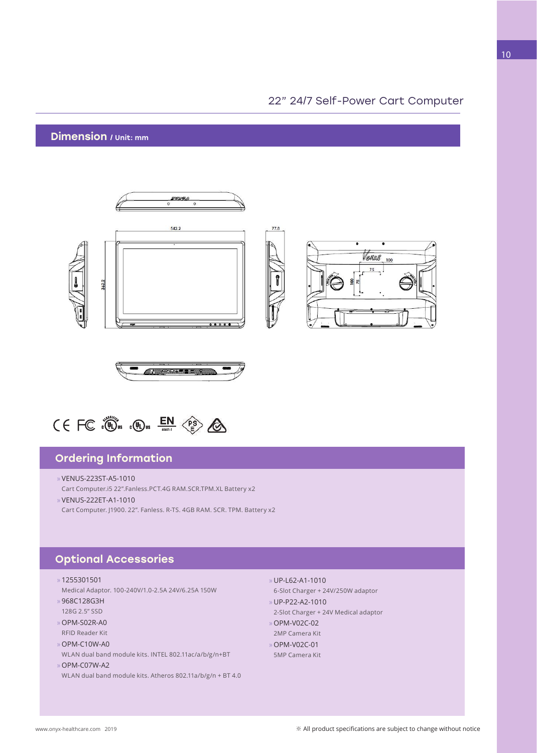## 22" 24/7 Self-Power Cart Computer

## Dimension / Unit: mm

542.2

77.8

362.2

100

75

75

100

## Ordering Information

- VENUS-223ST-A5-1010
  Cart Computer.i5 22".Fanless.PCT.4G RAM.SCR.TPM.XL Battery x2
- VENUS-222ET-A1-1010
  Cart Computer. J1900. 22". Fanless. R-TS. 4GB RAM. SCR. TPM. Battery x2

## Optional Accessories

- 1255301501
  Medical Adaptor. 100-240V/1.0-2.5A 24V/6.25A 150W
- 968C128G3H
  128G 2.5" SSD
- OPM-S02R-A0
  RFID Reader Kit
- OPM-C10W-A0
  WLAN dual band module kits. INTEL 802.11ac/a/b/g/n+BT
- OPM-C07W-A2
  WLAN dual band module kits. Atheros 802.11a/b/g/n + BT 4.0
- UP-L62-A1-1010
  6-Slot Charger + 24V/250W adaptor
- UP-P22-A2-1010
  2-Slot Charger + 24V Medical adaptor
- OPM-V02C-02
  2MP Camera Kit
- OPM-V02C-01
  5MP Camera Kit

www.onyx-healthcare.com 2019

※ All product specifications are subject to change without notice